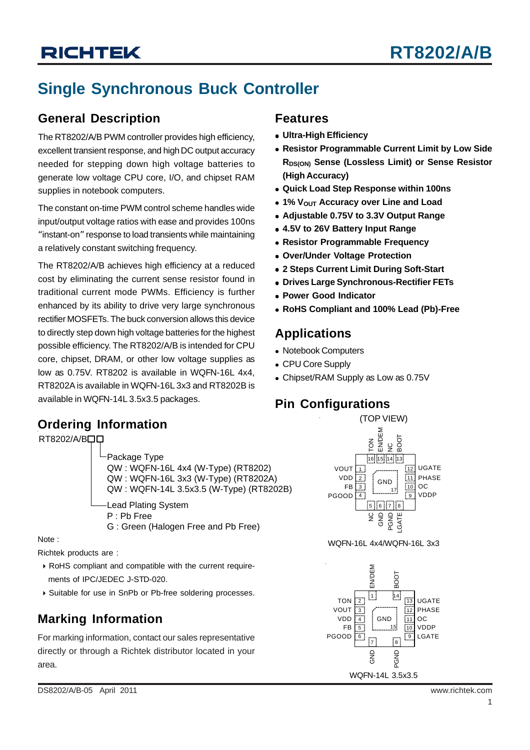# RT8202/A/B

## Single Synchronous Buck Controller

### General Description

The RT8202/A/B PWM controller provides high efficiency, excellent transient response, and high DC output accuracy needed for stepping down high voltage batteries to generate low voltage CPU core, I/O, and chipset RAM supplies in notebook computers.

The constant on-time PWM control scheme handles wide input/output voltage ratios with ease and provides 100ns "instant-on" response to load transients while maintaining a relatively constant switching frequency.

The RT8202/A/B achieves high efficiency at a reduced cost by eliminating the current sense resistor found in traditional current mode PWMs. Efficiency is further enhanced by its ability to drive very large synchronous rectifier MOSFETs. The buck conversion allows this device to directly step down high voltage batteries for the highest possible efficiency. The RT8202/A/B is intended for CPU core, chipset, DRAM, or other low voltage supplies as low as 0.75V. RT8202 is available in WQFN-16L 4x4, RT8202A is available in WQFN-16L 3x3 and RT8202B is available in WQFN-14L 3.5x3.5 packages.

### Ordering Information

RT8202/A/B□□

- Package Type
  - QW : WQFN-16L 4x4 (W-Type) (RT8202)
  - QW : WQFN-16L 3x3 (W-Type) (RT8202A)
  - QW : WQFN-14L 3.5x3.5 (W-Type) (RT8202B)
- Lead Plating System
  - P : Pb Free
  - G : Green (Halogen Free and Pb Free)

Note :

Richtek products are :

- RoHS compliant and compatible with the current requirements of IPC/JEDEC J-STD-020.
- Suitable for use in SnPb or Pb-free soldering processes.

### Marking Information

For marking information, contact our sales representative directly or through a Richtek distributor located in your area.

### Features

- **Ultra-High Efficiency**
- **Resistor Programmable Current Limit by Low Side $R_{DS(ON)}$ Sense (Lossless Limit) or Sense Resistor (High Accuracy)**
- **Quick Load Step Response within 100ns**
- **1% $V_{OUT}$ Accuracy over Line and Load**
- **Adjustable 0.75V to 3.3V Output Range**
- **4.5V to 26V Battery Input Range**
- **Resistor Programmable Frequency**
- **Over/Under Voltage Protection**
- **2 Steps Current Limit During Soft-Start**
- **Drives Large Synchronous-Rectifier FETs**
- **Power Good Indicator**
- **RoHS Compliant and 100% Lead (Pb)-Free**

### Applications

- Notebook Computers
- CPU Core Supply
- Chipset/RAM Supply as Low as 0.75V

### Pin Configurations

(TOP VIEW)

WQFN-16L 4x4/WQFN-16L 3x3

| Pin | Name |
|---|---|
| 1 | VOUT |
| 2 | VDD |
| 3 | FB |
| 4 | PGOOD |
| 5 | NC |
| 6 | GND |
| 7 | PGND |
| 8 | LGATE |
| 9 | VDDP |
| 10 | OC |
| 11 | PHASE |
| 12 | UGATE |
| 13 | BOOT |
| 14 | NC |
| 15 | EN/DEM |
| 16 | TON |
| 17 | GND |

WQFN-14L 3.5x3.5

| Pin | Name |
|---|---|
| 1 | EN/DEM |
| 2 | TON |
| 3 | VOUT |
| 4 | VDD |
| 5 | FB |
| 6 | PGOOD |
| 7 | GND |
| 8 | PGND |
| 9 | LGATE |
| 10 | VDDP |
| 11 | OC |
| 12 | PHASE |
| 13 | UGATE |
| 14 | BOOT |
| 15 | GND |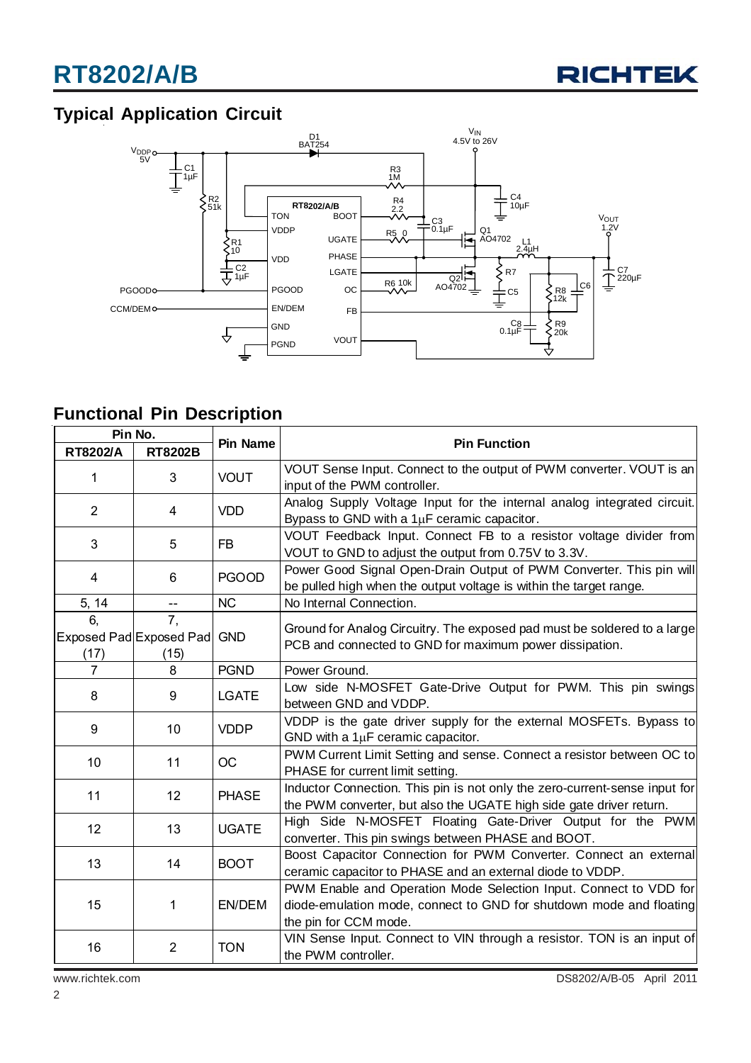## Typical Application Circuit

## Functional Pin Description

| Pin No. | | Pin Name | Pin Function |
|---|---|---|---|
| RT8202/A | RT8202B | | |
| 1 | 3 | VOUT | VOUT Sense Input. Connect to the output of PWM converter. VOUT is an input of the PWM controller. |
| 2 | 4 | VDD | Analog Supply Voltage Input for the internal analog integrated circuit. Bypass to GND with a 1μF ceramic capacitor. |
| 3 | 5 | FB | VOUT Feedback Input. Connect FB to a resistor voltage divider from VOUT to GND to adjust the output from 0.75V to 3.3V. |
| 4 | 6 | PGOOD | Power Good Signal Open-Drain Output of PWM Converter. This pin will be pulled high when the output voltage is within the target range. |
| 5, 14 | -- | NC | No Internal Connection. |
| 6, Exposed Pad (17) | 7, Exposed Pad (15) | GND | Ground for Analog Circuitry. The exposed pad must be soldered to a large PCB and connected to GND for maximum power dissipation. |
| 7 | 8 | PGND | Power Ground. |
| 8 | 9 | LGATE | Low side N-MOSFET Gate-Drive Output for PWM. This pin swings between GND and VDDP. |
| 9 | 10 | VDDP | VDDP is the gate driver supply for the external MOSFETs. Bypass to GND with a 1μF ceramic capacitor. |
| 10 | 11 | OC | PWM Current Limit Setting and sense. Connect a resistor between OC to PHASE for current limit setting. |
| 11 | 12 | PHASE | Inductor Connection. This pin is not only the zero-current-sense input for the PWM converter, but also the UGATE high side gate driver return. |
| 12 | 13 | UGATE | High Side N-MOSFET Floating Gate-Driver Output for the PWM converter. This pin swings between PHASE and BOOT. |
| 13 | 14 | BOOT | Boost Capacitor Connection for PWM Converter. Connect an external ceramic capacitor to PHASE and an external diode to VDDP. |
| 15 | 1 | EN/DEM | PWM Enable and Operation Mode Selection Input. Connect to VDD for diode-emulation mode, connect to GND for shutdown mode and floating the pin for CCM mode. |
| 16 | 2 | TON | VIN Sense Input. Connect to VIN through a resistor. TON is an input of the PWM controller. |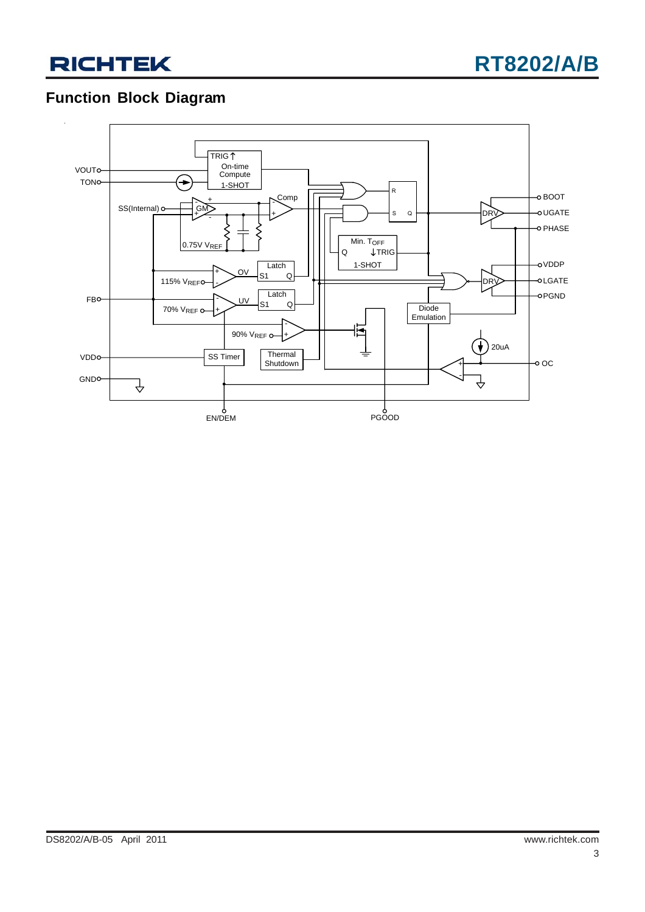## Function Block Diagram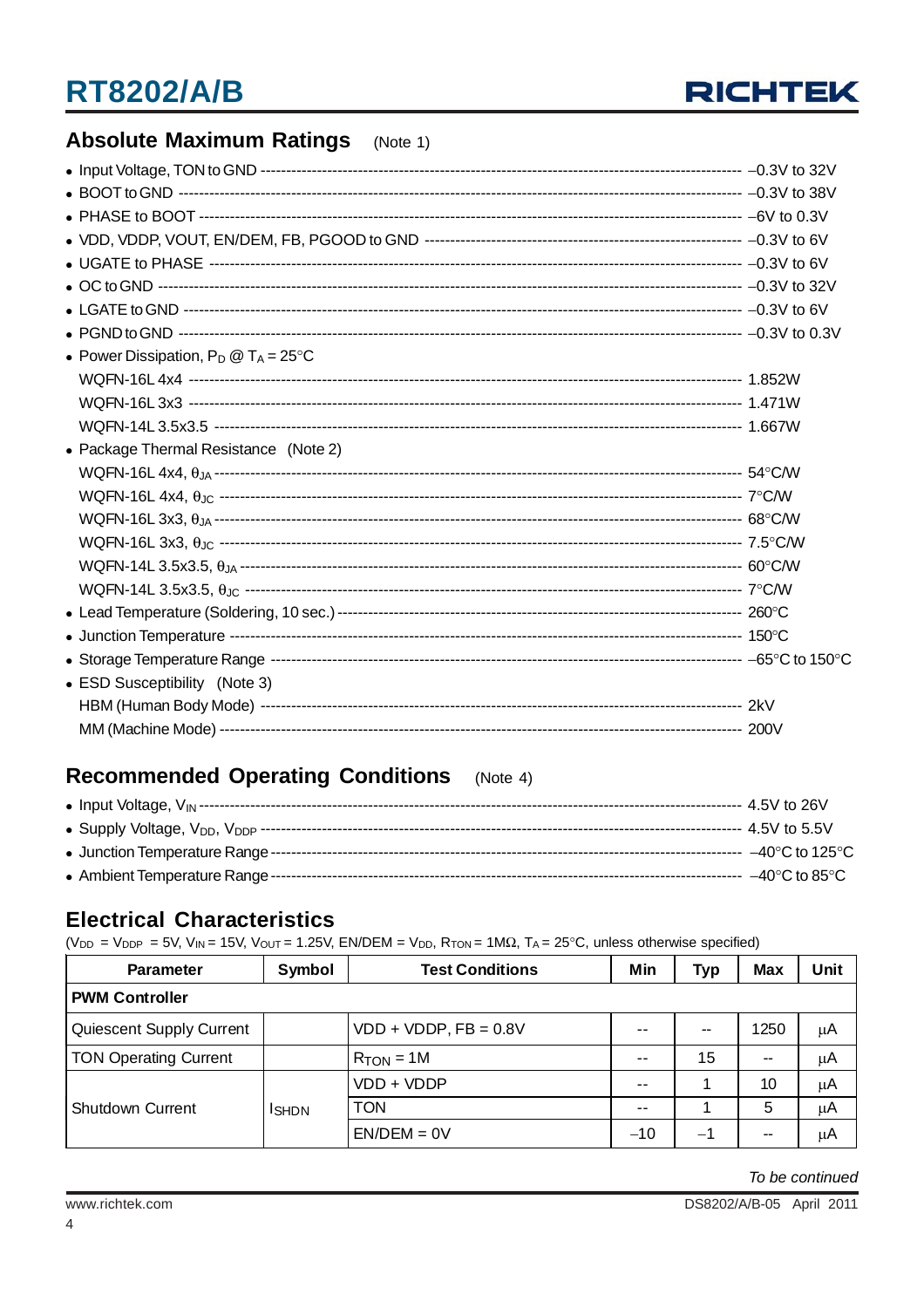## Absolute Maximum Ratings (Note 1)

- Input Voltage, TON to GND ---------- –0.3V to 32V
- BOOT to GND ---------- –0.3V to 38V
- PHASE to BOOT ---------- –6V to 0.3V
- VDD, VDDP, VOUT, EN/DEM, FB, PGOOD to GND ---------- –0.3V to 6V
- UGATE to PHASE ---------- –0.3V to 6V
- OC to GND ---------- –0.3V to 32V
- LGATE to GND ---------- –0.3V to 6V
- PGND to GND ---------- –0.3V to 0.3V
- Power Dissipation, $P_D$ @ $T_A$ = 25°C
  - WQFN-16L 4x4 ---------- 1.852W
  - WQFN-16L 3x3 ---------- 1.471W
  - WQFN-14L 3.5x3.5 ---------- 1.667W
- Package Thermal Resistance (Note 2)
  - WQFN-16L 4x4, $\theta_{JA}$ ---------- 54°C/W
  - WQFN-16L 4x4, $\theta_{JC}$ ---------- 7°C/W
  - WQFN-16L 3x3, $\theta_{JA}$ ---------- 68°C/W
  - WQFN-16L 3x3, $\theta_{JC}$ ---------- 7.5°C/W
  - WQFN-14L 3.5x3.5, $\theta_{JA}$ ---------- 60°C/W
  - WQFN-14L 3.5x3.5, $\theta_{JC}$ ---------- 7°C/W
- Lead Temperature (Soldering, 10 sec.) ---------- 260°C
- Junction Temperature ---------- 150°C
- Storage Temperature Range ---------- –65°C to 150°C
- ESD Susceptibility (Note 3)
  - HBM (Human Body Mode) ---------- 2kV
  - MM (Machine Mode) ---------- 200V

## Recommended Operating Conditions (Note 4)

- Input Voltage, $V_{IN}$ ---------- 4.5V to 26V
- Supply Voltage, $V_{DD}$, $V_{DDP}$ ---------- 4.5V to 5.5V
- Junction Temperature Range ---------- –40°C to 125°C
- Ambient Temperature Range ---------- –40°C to 85°C

## Electrical Characteristics

($V_{DD}$ = $V_{DDP}$ = 5V, $V_{IN}$ = 15V, $V_{OUT}$ = 1.25V, EN/DEM = $V_{DD}$, $R_{TON}$ = 1MΩ, $T_A$ = 25°C, unless otherwise specified)

| Parameter | Symbol | Test Conditions | Min | Typ | Max | Unit |
|---|---|---|---|---|---|---|
| **PWM Controller** | | | | | | |
| Quiescent Supply Current | | VDD + VDDP, FB = 0.8V | -- | -- | 1250 | μA |
| TON Operating Current | | $R_{TON}$ = 1M | -- | 15 | -- | μA |
| Shutdown Current | $I_{SHDN}$ | VDD + VDDP | -- | 1 | 10 | μA |
| | | TON | -- | 1 | 5 | μA |
| | | EN/DEM = 0V | –10 | –1 | -- | μA |

*To be continued*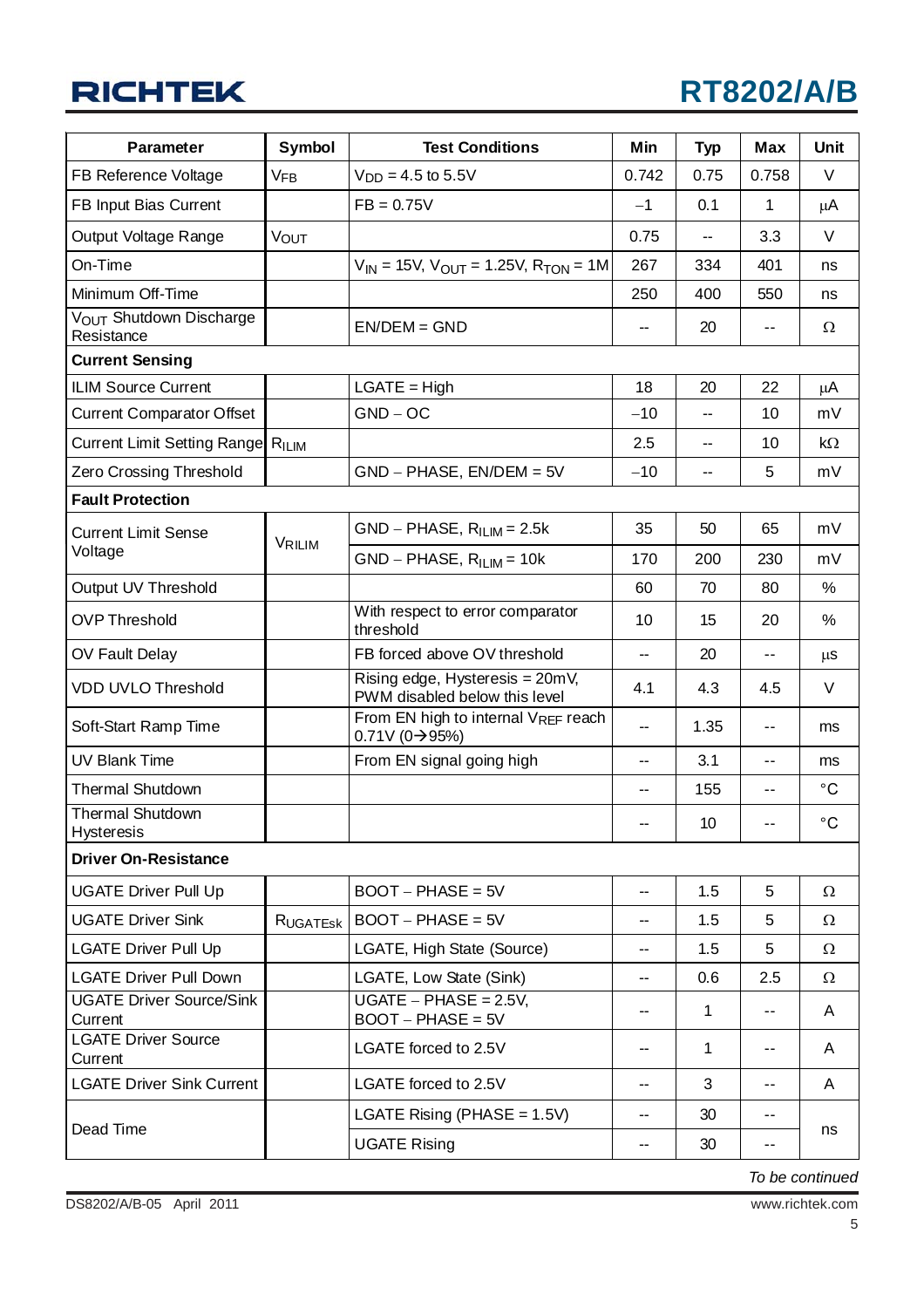| Parameter | Symbol | Test Conditions | Min | Typ | Max | Unit |
|---|---|---|---|---|---|---|
| FB Reference Voltage | $V_{FB}$ | $V_{DD}$ = 4.5 to 5.5V | 0.742 | 0.75 | 0.758 | V |
| FB Input Bias Current | | FB = 0.75V | −1 | 0.1 | 1 | μA |
| Output Voltage Range | $V_{OUT}$ | | 0.75 | -- | 3.3 | V |
| On-Time | | $V_{IN}$ = 15V, $V_{OUT}$ = 1.25V, $R_{TON}$ = 1M | 267 | 334 | 401 | ns |
| Minimum Off-Time | | | 250 | 400 | 550 | ns |
| $V_{OUT}$ Shutdown Discharge Resistance | | EN/DEM = GND | -- | 20 | -- | Ω |
| **Current Sensing** | | | | | | |
| ILIM Source Current | | LGATE = High | 18 | 20 | 22 | μA |
| Current Comparator Offset | | GND − OC | −10 | -- | 10 | mV |
| Current Limit Setting Range | $R_{ILIM}$ | | 2.5 | -- | 10 | kΩ |
| Zero Crossing Threshold | | GND − PHASE, EN/DEM = 5V | −10 | -- | 5 | mV |
| **Fault Protection** | | | | | | |
| Current Limit Sense Voltage | $V_{RILIM}$ | GND − PHASE, $R_{ILIM}$ = 2.5k | 35 | 50 | 65 | mV |
| | | GND − PHASE, $R_{ILIM}$ = 10k | 170 | 200 | 230 | mV |
| Output UV Threshold | | | 60 | 70 | 80 | % |
| OVP Threshold | | With respect to error comparator threshold | 10 | 15 | 20 | % |
| OV Fault Delay | | FB forced above OV threshold | -- | 20 | -- | μs |
| VDD UVLO Threshold | | Rising edge, Hysteresis = 20mV, PWM disabled below this level | 4.1 | 4.3 | 4.5 | V |
| Soft-Start Ramp Time | | From EN high to internal $V_{REF}$ reach 0.71V (0→95%) | -- | 1.35 | -- | ms |
| UV Blank Time | | From EN signal going high | -- | 3.1 | -- | ms |
| Thermal Shutdown | | | -- | 155 | -- | °C |
| Thermal Shutdown Hysteresis | | | -- | 10 | -- | °C |
| **Driver On-Resistance** | | | | | | |
| UGATE Driver Pull Up | | BOOT − PHASE = 5V | -- | 1.5 | 5 | Ω |
| UGATE Driver Sink | $R_{UGATEsk}$ | BOOT − PHASE = 5V | -- | 1.5 | 5 | Ω |
| LGATE Driver Pull Up | | LGATE, High State (Source) | -- | 1.5 | 5 | Ω |
| LGATE Driver Pull Down | | LGATE, Low State (Sink) | -- | 0.6 | 2.5 | Ω |
| UGATE Driver Source/Sink Current | | UGATE − PHASE = 2.5V, BOOT − PHASE = 5V | -- | 1 | -- | A |
| LGATE Driver Source Current | | LGATE forced to 2.5V | -- | 1 | -- | A |
| LGATE Driver Sink Current | | LGATE forced to 2.5V | -- | 3 | -- | A |
| Dead Time | | LGATE Rising (PHASE = 1.5V) | -- | 30 | -- | ns |
| | | UGATE Rising | -- | 30 | -- | |

*To be continued*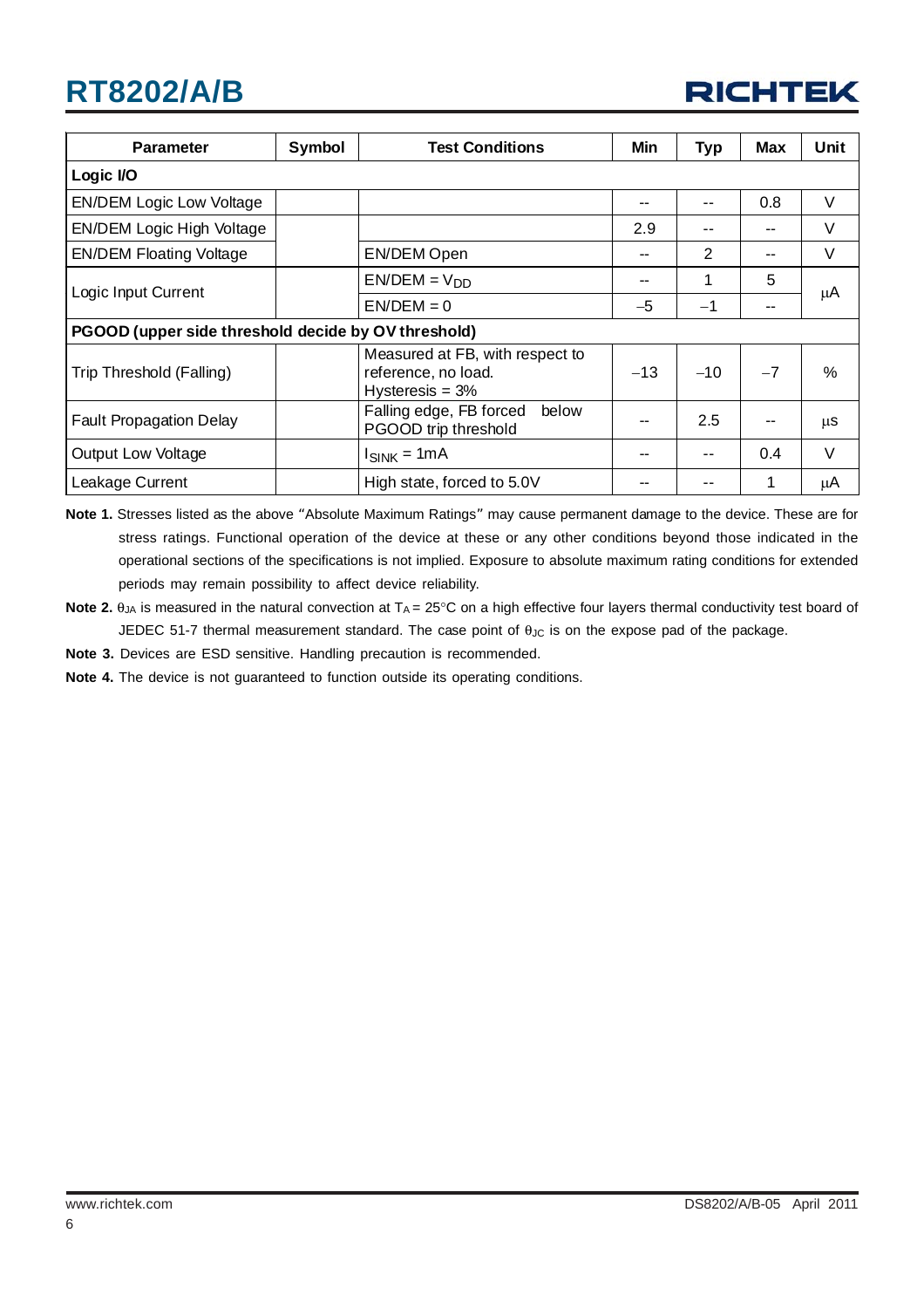| Parameter | Symbol | Test Conditions | Min | Typ | Max | Unit |
|---|---|---|---|---|---|---|
| **Logic I/O** | | | | | | |
| EN/DEM Logic Low Voltage | | | -- | -- | 0.8 | V |
| EN/DEM Logic High Voltage | | | 2.9 | -- | -- | V |
| EN/DEM Floating Voltage | | EN/DEM Open | -- | 2 | -- | V |
| Logic Input Current | | EN/DEM = $V_{DD}$ | -- | 1 | 5 | μA |
| | | EN/DEM = 0 | −5 | −1 | -- | |
| **PGOOD (upper side threshold decide by OV threshold)** | | | | | | |
| Trip Threshold (Falling) | | Measured at FB, with respect to reference, no load. Hysteresis = 3% | −13 | −10 | −7 | % |
| Fault Propagation Delay | | Falling edge, FB forced below PGOOD trip threshold | -- | 2.5 | -- | μs |
| Output Low Voltage | | $I_{SINK}$ = 1mA | -- | -- | 0.4 | V |
| Leakage Current | | High state, forced to 5.0V | -- | -- | 1 | μA |

**Note 1.** Stresses listed as the above "Absolute Maximum Ratings" may cause permanent damage to the device. These are for stress ratings. Functional operation of the device at these or any other conditions beyond those indicated in the operational sections of the specifications is not implied. Exposure to absolute maximum rating conditions for extended periods may remain possibility to affect device reliability.

**Note 2.** $\theta_{JA}$ is measured in the natural convection at $T_A$ = 25°C on a high effective four layers thermal conductivity test board of JEDEC 51-7 thermal measurement standard. The case point of $\theta_{JC}$ is on the expose pad of the package.

**Note 3.** Devices are ESD sensitive. Handling precaution is recommended.

**Note 4.** The device is not guaranteed to function outside its operating conditions.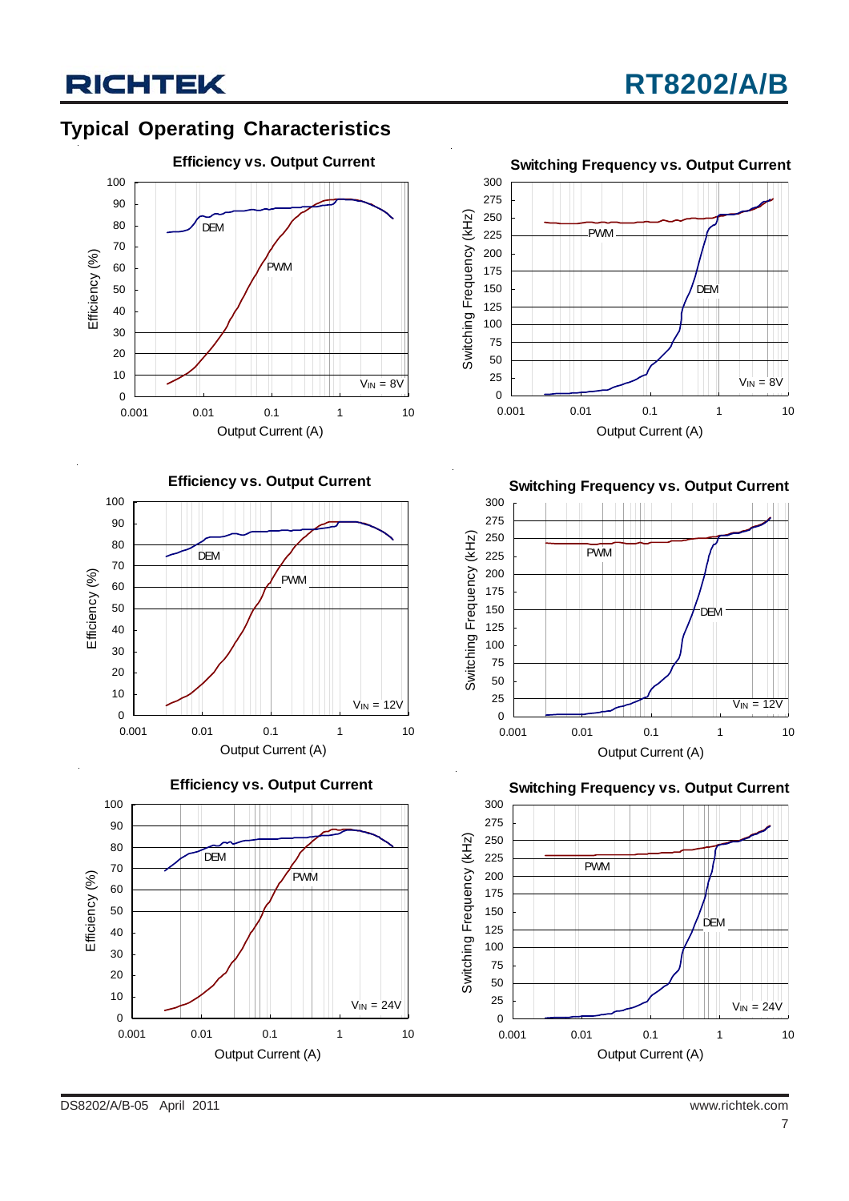## Typical Operating Characteristics

**Efficiency vs. Output Current**

Efficiency (%) vs. Output Current (A); DEM, PWM; $V_{IN}$ = 8V

**Switching Frequency vs. Output Current**

Switching Frequency (kHz) vs. Output Current (A); PWM, DEM; $V_{IN}$ = 8V

**Efficiency vs. Output Current**

Efficiency (%) vs. Output Current (A); DEM, PWM; $V_{IN}$ = 12V

**Switching Frequency vs. Output Current**

Switching Frequency (kHz) vs. Output Current (A); PWM, DEM; $V_{IN}$ = 12V

**Efficiency vs. Output Current**

Efficiency (%) vs. Output Current (A); DEM, PWM; $V_{IN}$ = 24V

**Switching Frequency vs. Output Current**

Switching Frequency (kHz) vs. Output Current (A); PWM, DEM; $V_{IN}$ = 24V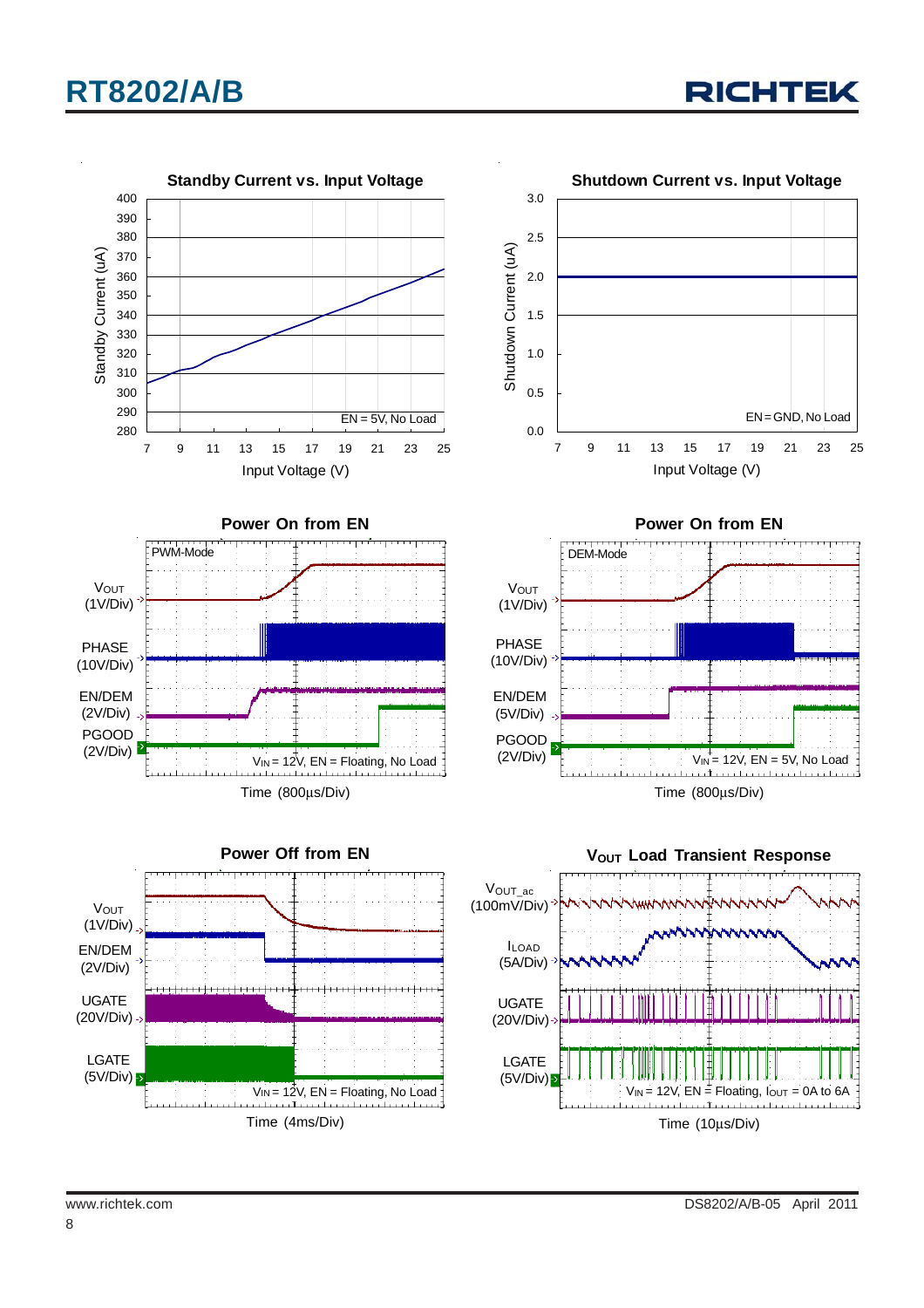### Standby Current vs. Input Voltage

Standby Current (uA) vs. Input Voltage (V); EN = 5V, No Load

### Shutdown Current vs. Input Voltage

Shutdown Current (uA) vs. Input Voltage (V); EN = GND, No Load

### Power On from EN

PWM-Mode

$V_{OUT}$ (1V/Div)
PHASE (10V/Div)
EN/DEM (2V/Div)
PGOOD (2V/Div)

$V_{IN}$ = 12V, EN = Floating, No Load

Time (800μs/Div)

### Power On from EN

DEM-Mode

$V_{OUT}$ (1V/Div)
PHASE (10V/Div)
EN/DEM (5V/Div)
PGOOD (2V/Div)

$V_{IN}$ = 12V, EN = 5V, No Load

Time (800μs/Div)

### Power Off from EN

$V_{OUT}$ (1V/Div)
EN/DEM (2V/Div)
UGATE (20V/Div)
LGATE (5V/Div)

$V_{IN}$ = 12V, EN = Floating, No Load

Time (4ms/Div)

### $V_{OUT}$ Load Transient Response

$V_{OUT\_ac}$ (100mV/Div)
$I_{LOAD}$ (5A/Div)
UGATE (20V/Div)
LGATE (5V/Div)

$V_{IN}$ = 12V, EN = Floating, $I_{OUT}$ = 0A to 6A

Time (10μs/Div)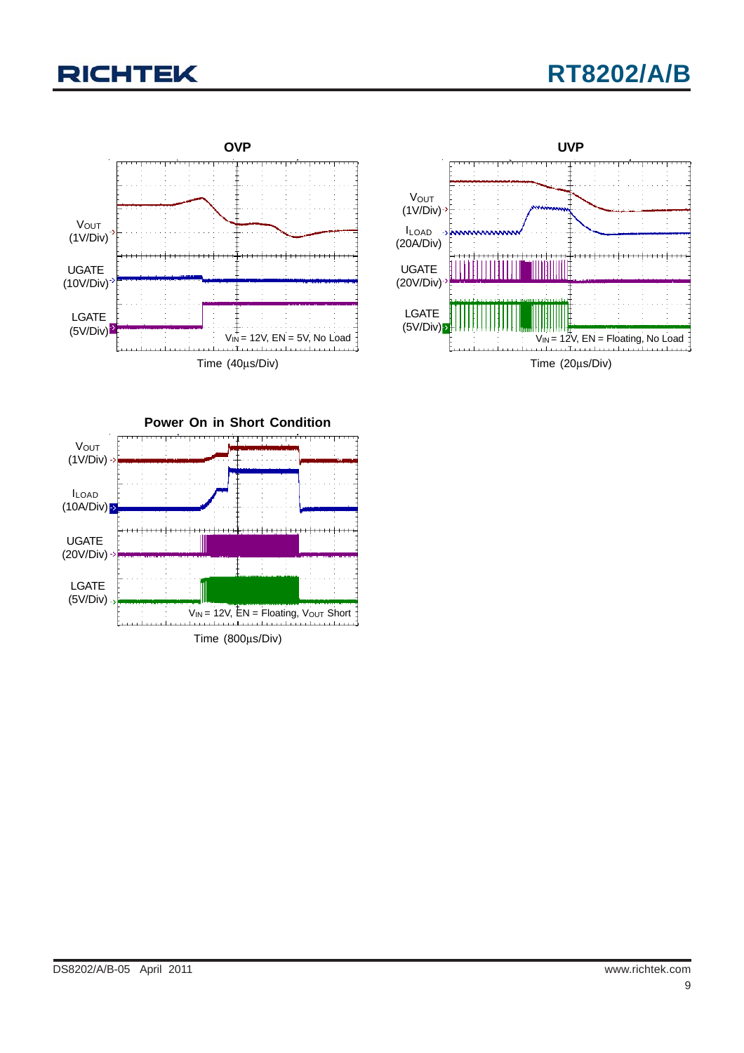### OVP

$V_{OUT}$ (1V/Div)

UGATE (10V/Div)

LGATE (5V/Div)

$V_{IN}$ = 12V, EN = 5V, No Load

Time (40μs/Div)

### UVP

$V_{OUT}$ (1V/Div)

$I_{LOAD}$ (20A/Div)

UGATE (20V/Div)

LGATE (5V/Div)

$V_{IN}$ = 12V, EN = Floating, No Load

Time (20μs/Div)

### Power On in Short Condition

$V_{OUT}$ (1V/Div)

$I_{LOAD}$ (10A/Div)

UGATE (20V/Div)

LGATE (5V/Div)

$V_{IN}$ = 12V, EN = Floating, $V_{OUT}$ Short

Time (800μs/Div)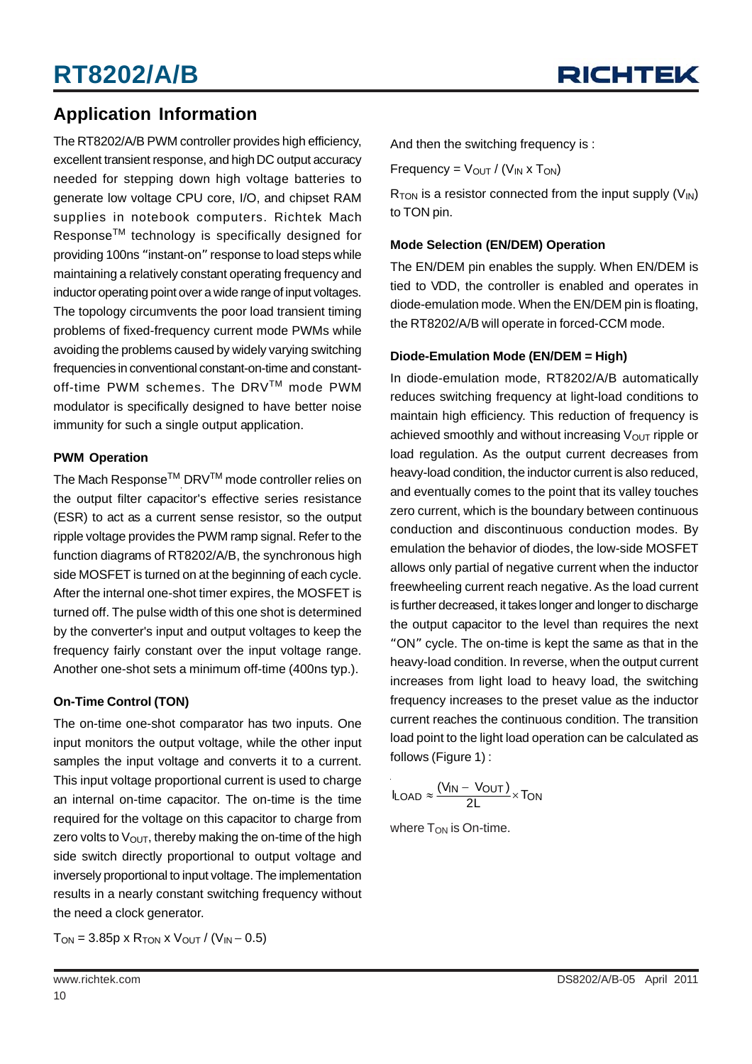## Application Information

The RT8202/A/B PWM controller provides high efficiency, excellent transient response, and high DC output accuracy needed for stepping down high voltage batteries to generate low voltage CPU core, I/O, and chipset RAM supplies in notebook computers. Richtek Mach Response™ technology is specifically designed for providing 100ns "instant-on" response to load steps while maintaining a relatively constant operating frequency and inductor operating point over a wide range of input voltages. The topology circumvents the poor load transient timing problems of fixed-frequency current mode PWMs while avoiding the problems caused by widely varying switching frequencies in conventional constant-on-time and constant-off-time PWM schemes. The DRV™ mode PWM modulator is specifically designed to have better noise immunity for such a single output application.

### PWM Operation

The Mach Response™ DRV™ mode controller relies on the output filter capacitor's effective series resistance (ESR) to act as a current sense resistor, so the output ripple voltage provides the PWM ramp signal. Refer to the function diagrams of RT8202/A/B, the synchronous high side MOSFET is turned on at the beginning of each cycle. After the internal one-shot timer expires, the MOSFET is turned off. The pulse width of this one shot is determined by the converter's input and output voltages to keep the frequency fairly constant over the input voltage range. Another one-shot sets a minimum off-time (400ns typ.).

### On-Time Control (TON)

The on-time one-shot comparator has two inputs. One input monitors the output voltage, while the other input samples the input voltage and converts it to a current. This input voltage proportional current is used to charge an internal on-time capacitor. The on-time is the time required for the voltage on this capacitor to charge from zero volts to $V_{OUT}$, thereby making the on-time of the high side switch directly proportional to output voltage and inversely proportional to input voltage. The implementation results in a nearly constant switching frequency without the need a clock generator.

$T_{ON}$ = 3.85p x $R_{TON}$ x $V_{OUT}$ / ($V_{IN}$ – 0.5)

And then the switching frequency is :

Frequency = $V_{OUT}$ / ($V_{IN}$ x $T_{ON}$)

$R_{TON}$ is a resistor connected from the input supply ($V_{IN}$) to TON pin.

### Mode Selection (EN/DEM) Operation

The EN/DEM pin enables the supply. When EN/DEM is tied to VDD, the controller is enabled and operates in diode-emulation mode. When the EN/DEM pin is floating, the RT8202/A/B will operate in forced-CCM mode.

### Diode-Emulation Mode (EN/DEM = High)

In diode-emulation mode, RT8202/A/B automatically reduces switching frequency at light-load conditions to maintain high efficiency. This reduction of frequency is achieved smoothly and without increasing $V_{OUT}$ ripple or load regulation. As the output current decreases from heavy-load condition, the inductor current is also reduced, and eventually comes to the point that its valley touches zero current, which is the boundary between continuous conduction and discontinuous conduction modes. By emulation the behavior of diodes, the low-side MOSFET allows only partial of negative current when the inductor freewheeling current reach negative. As the load current is further decreased, it takes longer and longer to discharge the output capacitor to the level than requires the next "ON" cycle. The on-time is kept the same as that in the heavy-load condition. In reverse, when the output current increases from light load to heavy load, the switching frequency increases to the preset value as the inductor current reaches the continuous condition. The transition load point to the light load operation can be calculated as follows (Figure 1) :

$$I_{LOAD} \approx \frac{(V_{IN} - V_{OUT})}{2L} \times T_{ON}$$

where $T_{ON}$ is On-time.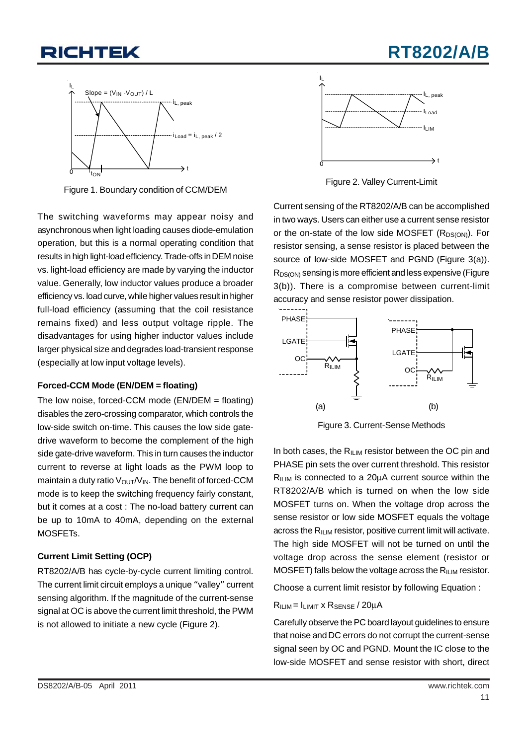Figure 1. Boundary condition of CCM/DEM

The switching waveforms may appear noisy and asynchronous when light loading causes diode-emulation operation, but this is a normal operating condition that results in high light-load efficiency. Trade-offs in DEM noise vs. light-load efficiency are made by varying the inductor value. Generally, low inductor values produce a broader efficiency vs. load curve, while higher values result in higher full-load efficiency (assuming that the coil resistance remains fixed) and less output voltage ripple. The disadvantages for using higher inductor values include larger physical size and degrades load-transient response (especially at low input voltage levels).

**Forced-CCM Mode (EN/DEM = floating)**

The low noise, forced-CCM mode (EN/DEM = floating) disables the zero-crossing comparator, which controls the low-side switch on-time. This causes the low side gate-drive waveform to become the complement of the high side gate-drive waveform. This in turn causes the inductor current to reverse at light loads as the PWM loop to maintain a duty ratio $V_{OUT}/V_{IN}$. The benefit of forced-CCM mode is to keep the switching frequency fairly constant, but it comes at a cost : The no-load battery current can be up to 10mA to 40mA, depending on the external MOSFETs.

**Current Limit Setting (OCP)**

RT8202/A/B has cycle-by-cycle current limiting control. The current limit circuit employs a unique "valley" current sensing algorithm. If the magnitude of the current-sense signal at OC is above the current limit threshold, the PWM is not allowed to initiate a new cycle (Figure 2).

Figure 2. Valley Current-Limit

Current sensing of the RT8202/A/B can be accomplished in two ways. Users can either use a current sense resistor or the on-state of the low side MOSFET ($R_{DS(ON)}$). For resistor sensing, a sense resistor is placed between the source of low-side MOSFET and PGND (Figure 3(a)). $R_{DS(ON)}$ sensing is more efficient and less expensive (Figure 3(b)). There is a compromise between current-limit accuracy and sense resistor power dissipation.

Figure 3. Current-Sense Methods

In both cases, the $R_{ILIM}$ resistor between the OC pin and PHASE pin sets the over current threshold. This resistor $R_{ILIM}$ is connected to a 20μA current source within the RT8202/A/B which is turned on when the low side MOSFET turns on. When the voltage drop across the sense resistor or low side MOSFET equals the voltage across the $R_{ILIM}$ resistor, positive current limit will activate. The high side MOSFET will not be turned on until the voltage drop across the sense element (resistor or MOSFET) falls below the voltage across the $R_{ILIM}$ resistor.

Choose a current limit resistor by following Equation :

$R_{ILIM} = I_{LIMIT} \times R_{SENSE} / 20\mu A$

Carefully observe the PC board layout guidelines to ensure that noise and DC errors do not corrupt the current-sense signal seen by OC and PGND. Mount the IC close to the low-side MOSFET and sense resistor with short, direct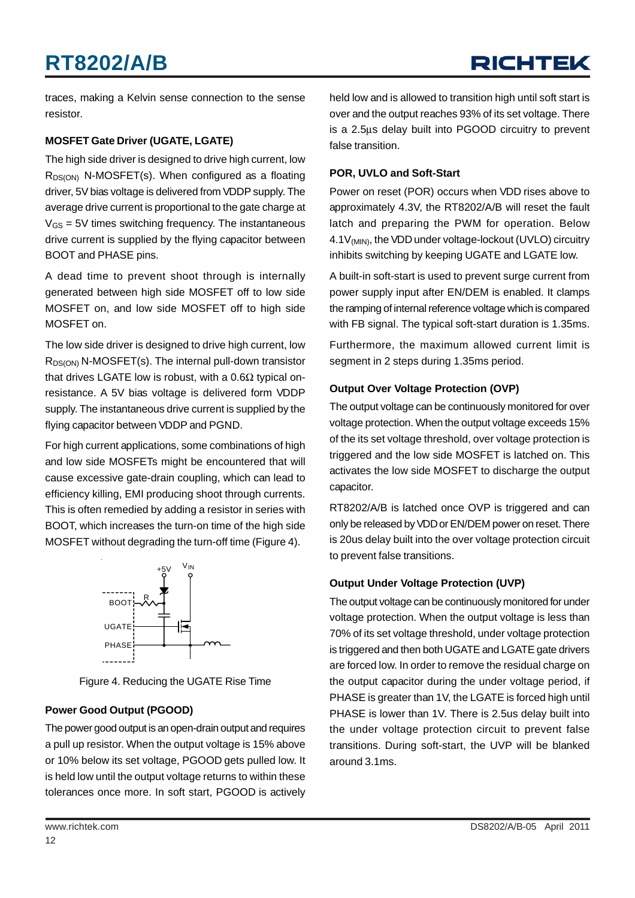traces, making a Kelvin sense connection to the sense resistor.

### MOSFET Gate Driver (UGATE, LGATE)

The high side driver is designed to drive high current, low $R_{DS(ON)}$ N-MOSFET(s). When configured as a floating driver, 5V bias voltage is delivered from VDDP supply. The average drive current is proportional to the gate charge at $V_{GS}$ = 5V times switching frequency. The instantaneous drive current is supplied by the flying capacitor between BOOT and PHASE pins.

A dead time to prevent shoot through is internally generated between high side MOSFET off to low side MOSFET on, and low side MOSFET off to high side MOSFET on.

The low side driver is designed to drive high current, low $R_{DS(ON)}$ N-MOSFET(s). The internal pull-down transistor that drives LGATE low is robust, with a 0.6Ω typical on-resistance. A 5V bias voltage is delivered form VDDP supply. The instantaneous drive current is supplied by the flying capacitor between VDDP and PGND.

For high current applications, some combinations of high and low side MOSFETs might be encountered that will cause excessive gate-drain coupling, which can lead to efficiency killing, EMI producing shoot through currents. This is often remedied by adding a resistor in series with BOOT, which increases the turn-on time of the high side MOSFET without degrading the turn-off time (Figure 4).

Figure 4. Reducing the UGATE Rise Time

### Power Good Output (PGOOD)

The power good output is an open-drain output and requires a pull up resistor. When the output voltage is 15% above or 10% below its set voltage, PGOOD gets pulled low. It is held low until the output voltage returns to within these tolerances once more. In soft start, PGOOD is actively held low and is allowed to transition high until soft start is over and the output reaches 93% of its set voltage. There is a 2.5μs delay built into PGOOD circuitry to prevent false transition.

### POR, UVLO and Soft-Start

Power on reset (POR) occurs when VDD rises above to approximately 4.3V, the RT8202/A/B will reset the fault latch and preparing the PWM for operation. Below $4.1V_{(MIN)}$, the VDD under voltage-lockout (UVLO) circuitry inhibits switching by keeping UGATE and LGATE low.

A built-in soft-start is used to prevent surge current from power supply input after EN/DEM is enabled. It clamps the ramping of internal reference voltage which is compared with FB signal. The typical soft-start duration is 1.35ms.

Furthermore, the maximum allowed current limit is segment in 2 steps during 1.35ms period.

### Output Over Voltage Protection (OVP)

The output voltage can be continuously monitored for over voltage protection. When the output voltage exceeds 15% of the its set voltage threshold, over voltage protection is triggered and the low side MOSFET is latched on. This activates the low side MOSFET to discharge the output capacitor.

RT8202/A/B is latched once OVP is triggered and can only be released by VDD or EN/DEM power on reset. There is 20us delay built into the over voltage protection circuit to prevent false transitions.

### Output Under Voltage Protection (UVP)

The output voltage can be continuously monitored for under voltage protection. When the output voltage is less than 70% of its set voltage threshold, under voltage protection is triggered and then both UGATE and LGATE gate drivers are forced low. In order to remove the residual charge on the output capacitor during the under voltage period, if PHASE is greater than 1V, the LGATE is forced high until PHASE is lower than 1V. There is 2.5us delay built into the under voltage protection circuit to prevent false transitions. During soft-start, the UVP will be blanked around 3.1ms.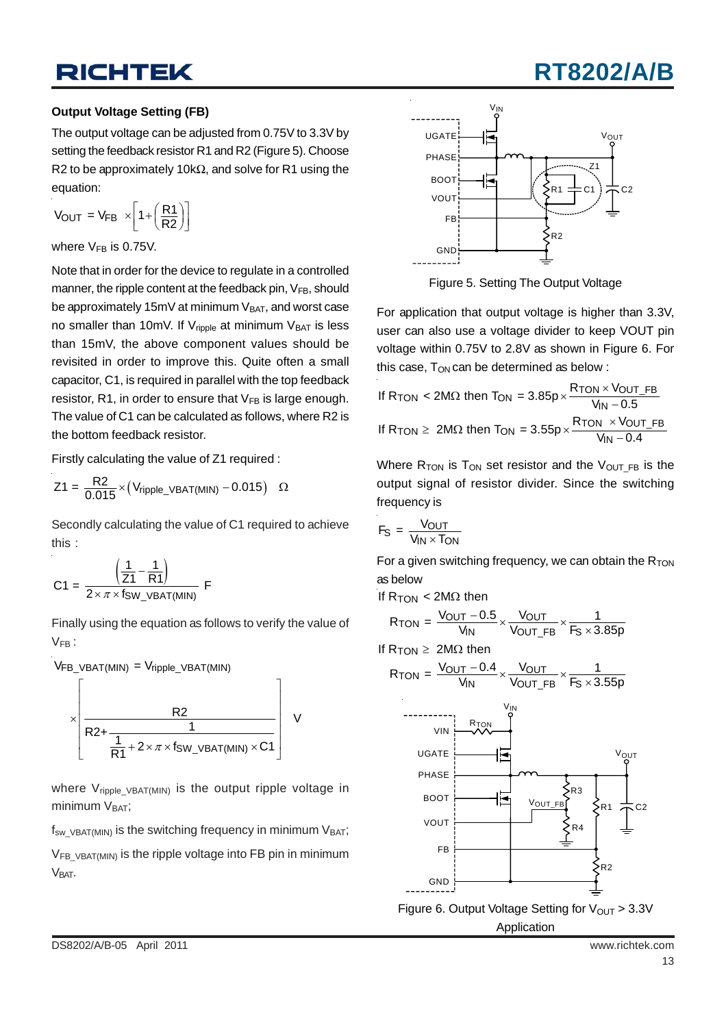### Output Voltage Setting (FB)

The output voltage can be adjusted from 0.75V to 3.3V by setting the feedback resistor R1 and R2 (Figure 5). Choose R2 to be approximately 10kΩ, and solve for R1 using the equation:

$$V_{OUT} = V_{FB} \times \left[1 + \left(\frac{R1}{R2}\right)\right]$$

where $V_{FB}$ is 0.75V.

Note that in order for the device to regulate in a controlled manner, the ripple content at the feedback pin, $V_{FB}$, should be approximately 15mV at minimum $V_{BAT}$, and worst case no smaller than 10mV. If $V_{ripple}$ at minimum $V_{BAT}$ is less than 15mV, the above component values should be revisited in order to improve this. Quite often a small capacitor, C1, is required in parallel with the top feedback resistor, R1, in order to ensure that $V_{FB}$ is large enough. The value of C1 can be calculated as follows, where R2 is the bottom feedback resistor.

Firstly calculating the value of Z1 required :

$$Z1 = \frac{R2}{0.015} \times \left(V_{ripple\_VBAT(MIN)} - 0.015\right) \quad \Omega$$

Secondly calculating the value of C1 required to achieve this :

$$C1 = \frac{\left(\frac{1}{Z1} - \frac{1}{R1}\right)}{2 \times \pi \times f_{SW\_VBAT(MIN)}} \ F$$

Finally using the equation as follows to verify the value of $V_{FB}$ :

$$V_{FB\_VBAT(MIN)} = V_{ripple\_VBAT(MIN)} \times \left[\frac{R2}{R2 + \frac{1}{\frac{1}{R1} + 2 \times \pi \times f_{SW\_VBAT(MIN)} \times C1}}\right] \ V$$

where $V_{ripple\_VBAT(MIN)}$ is the output ripple voltage in minimum $V_{BAT}$;

$f_{sw\_VBAT(MIN)}$ is the switching frequency in minimum $V_{BAT}$;

$V_{FB\_VBAT(MIN)}$ is the ripple voltage into FB pin in minimum $V_{BAT}$.

Figure 5. Setting The Output Voltage

For application that output voltage is higher than 3.3V, user can also use a voltage divider to keep VOUT pin voltage within 0.75V to 2.8V as shown in Figure 6. For this case, $T_{ON}$ can be determined as below :

$$\text{If } R_{TON} < 2M\Omega \text{ then } T_{ON} = 3.85p \times \frac{R_{TON} \times V_{OUT\_FB}}{V_{IN} - 0.5}$$

$$\text{If } R_{TON} \geq 2M\Omega \text{ then } T_{ON} = 3.55p \times \frac{R_{TON} \times V_{OUT\_FB}}{V_{IN} - 0.4}$$

Where $R_{TON}$ is $T_{ON}$ set resistor and the $V_{OUT\_FB}$ is the output signal of resistor divider. Since the switching frequency is

$$F_S = \frac{V_{OUT}}{V_{IN} \times T_{ON}}$$

For a given switching frequency, we can obtain the $R_{TON}$ as below

If $R_{TON} < 2M\Omega$ then

$$R_{TON} = \frac{V_{OUT} - 0.5}{V_{IN}} \times \frac{V_{OUT}}{V_{OUT\_FB}} \times \frac{1}{F_S \times 3.85p}$$

If $R_{TON} \geq 2M\Omega$ then

$$R_{TON} = \frac{V_{OUT} - 0.4}{V_{IN}} \times \frac{V_{OUT}}{V_{OUT\_FB}} \times \frac{1}{F_S \times 3.55p}$$

Figure 6. Output Voltage Setting for $V_{OUT}$ > 3.3V Application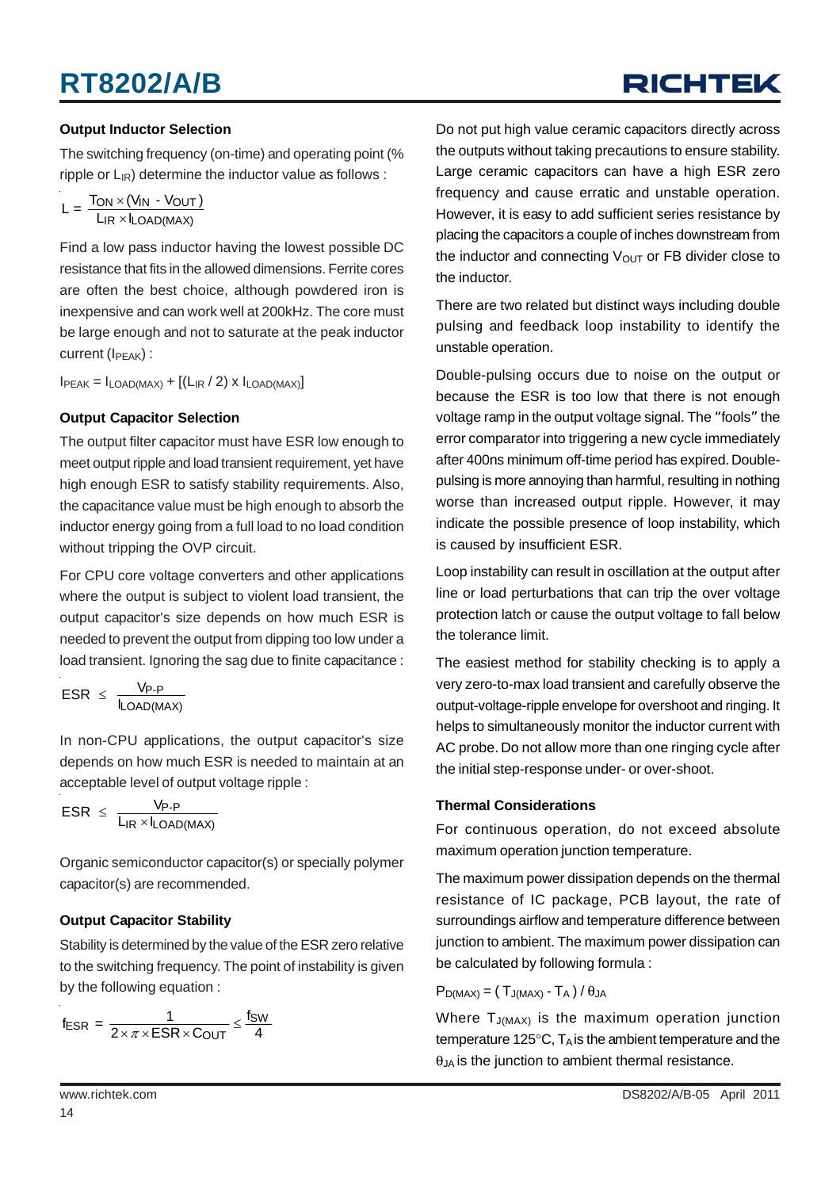### Output Inductor Selection

The switching frequency (on-time) and operating point (% ripple or $L_{IR}$) determine the inductor value as follows :

$$L = \frac{T_{ON} \times (V_{IN} - V_{OUT})}{L_{IR} \times I_{LOAD(MAX)}}$$

Find a low pass inductor having the lowest possible DC resistance that fits in the allowed dimensions. Ferrite cores are often the best choice, although powdered iron is inexpensive and can work well at 200kHz. The core must be large enough and not to saturate at the peak inductor current ($I_{PEAK}$) :

$$I_{PEAK} = I_{LOAD(MAX)} + [(L_{IR} / 2) \times I_{LOAD(MAX)}]$$

### Output Capacitor Selection

The output filter capacitor must have ESR low enough to meet output ripple and load transient requirement, yet have high enough ESR to satisfy stability requirements. Also, the capacitance value must be high enough to absorb the inductor energy going from a full load to no load condition without tripping the OVP circuit.

For CPU core voltage converters and other applications where the output is subject to violent load transient, the output capacitor's size depends on how much ESR is needed to prevent the output from dipping too low under a load transient. Ignoring the sag due to finite capacitance :

$$ESR \leq \frac{V_{P-P}}{I_{LOAD(MAX)}}$$

In non-CPU applications, the output capacitor's size depends on how much ESR is needed to maintain at an acceptable level of output voltage ripple :

$$ESR \leq \frac{V_{P-P}}{L_{IR} \times I_{LOAD(MAX)}}$$

Organic semiconductor capacitor(s) or specially polymer capacitor(s) are recommended.

### Output Capacitor Stability

Stability is determined by the value of the ESR zero relative to the switching frequency. The point of instability is given by the following equation :

$$f_{ESR} = \frac{1}{2 \times \pi \times ESR \times C_{OUT}} \leq \frac{f_{SW}}{4}$$

Do not put high value ceramic capacitors directly across the outputs without taking precautions to ensure stability. Large ceramic capacitors can have a high ESR zero frequency and cause erratic and unstable operation. However, it is easy to add sufficient series resistance by placing the capacitors a couple of inches downstream from the inductor and connecting $V_{OUT}$ or FB divider close to the inductor.

There are two related but distinct ways including double pulsing and feedback loop instability to identify the unstable operation.

Double-pulsing occurs due to noise on the output or because the ESR is too low that there is not enough voltage ramp in the output voltage signal. The "fools" the error comparator into triggering a new cycle immediately after 400ns minimum off-time period has expired. Double-pulsing is more annoying than harmful, resulting in nothing worse than increased output ripple. However, it may indicate the possible presence of loop instability, which is caused by insufficient ESR.

Loop instability can result in oscillation at the output after line or load perturbations that can trip the over voltage protection latch or cause the output voltage to fall below the tolerance limit.

The easiest method for stability checking is to apply a very zero-to-max load transient and carefully observe the output-voltage-ripple envelope for overshoot and ringing. It helps to simultaneously monitor the inductor current with AC probe. Do not allow more than one ringing cycle after the initial step-response under- or over-shoot.

### Thermal Considerations

For continuous operation, do not exceed absolute maximum operation junction temperature.

The maximum power dissipation depends on the thermal resistance of IC package, PCB layout, the rate of surroundings airflow and temperature difference between junction to ambient. The maximum power dissipation can be calculated by following formula :

$$P_{D(MAX)} = ( T_{J(MAX)} - T_A ) / \theta_{JA}$$

Where $T_{J(MAX)}$ is the maximum operation junction temperature 125°C, $T_A$ is the ambient temperature and the $\theta_{JA}$ is the junction to ambient thermal resistance.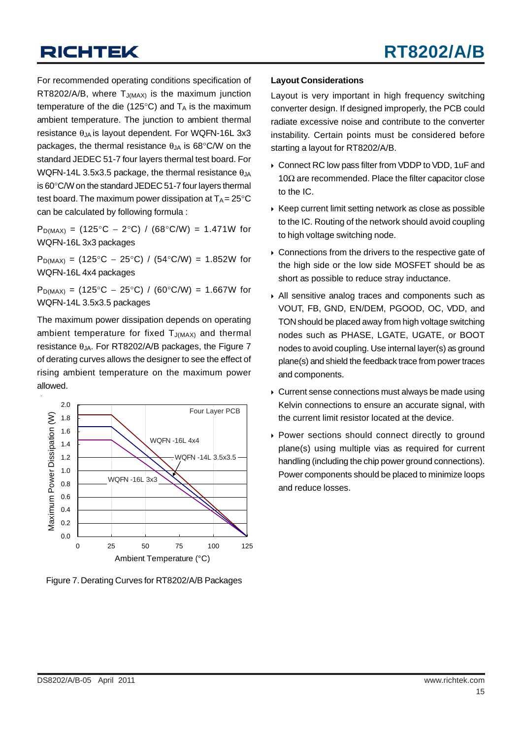For recommended operating conditions specification of RT8202/A/B, where $T_{J(MAX)}$ is the maximum junction temperature of the die (125°C) and $T_A$ is the maximum ambient temperature. The junction to ambient thermal resistance $\theta_{JA}$ is layout dependent. For WQFN-16L 3x3 packages, the thermal resistance $\theta_{JA}$ is 68°C/W on the standard JEDEC 51-7 four layers thermal test board. For WQFN-14L 3.5x3.5 package, the thermal resistance $\theta_{JA}$ is 60°C/W on the standard JEDEC 51-7 four layers thermal test board. The maximum power dissipation at $T_A$ = 25°C can be calculated by following formula :

$P_{D(MAX)}$ = (125°C − 2°C) / (68°C/W) = 1.471W for WQFN-16L 3x3 packages

$P_{D(MAX)}$ = (125°C − 25°C) / (54°C/W) = 1.852W for WQFN-16L 4x4 packages

$P_{D(MAX)}$ = (125°C − 25°C) / (60°C/W) = 1.667W for WQFN-14L 3.5x3.5 packages

The maximum power dissipation depends on operating ambient temperature for fixed $T_{J(MAX)}$ and thermal resistance $\theta_{JA}$. For RT8202/A/B packages, the Figure 7 of derating curves allows the designer to see the effect of rising ambient temperature on the maximum power allowed.

Figure 7. Derating Curves for RT8202/A/B Packages

**Layout Considerations**

Layout is very important in high frequency switching converter design. If designed improperly, the PCB could radiate excessive noise and contribute to the converter instability. Certain points must be considered before starting a layout for RT8202/A/B.

- Connect RC low pass filter from VDDP to VDD, 1uF and 10Ω are recommended. Place the filter capacitor close to the IC.
- Keep current limit setting network as close as possible to the IC. Routing of the network should avoid coupling to high voltage switching node.
- Connections from the drivers to the respective gate of the high side or the low side MOSFET should be as short as possible to reduce stray inductance.
- All sensitive analog traces and components such as VOUT, FB, GND, EN/DEM, PGOOD, OC, VDD, and TON should be placed away from high voltage switching nodes such as PHASE, LGATE, UGATE, or BOOT nodes to avoid coupling. Use internal layer(s) as ground plane(s) and shield the feedback trace from power traces and components.
- Current sense connections must always be made using Kelvin connections to ensure an accurate signal, with the current limit resistor located at the device.
- Power sections should connect directly to ground plane(s) using multiple vias as required for current handling (including the chip power ground connections). Power components should be placed to minimize loops and reduce losses.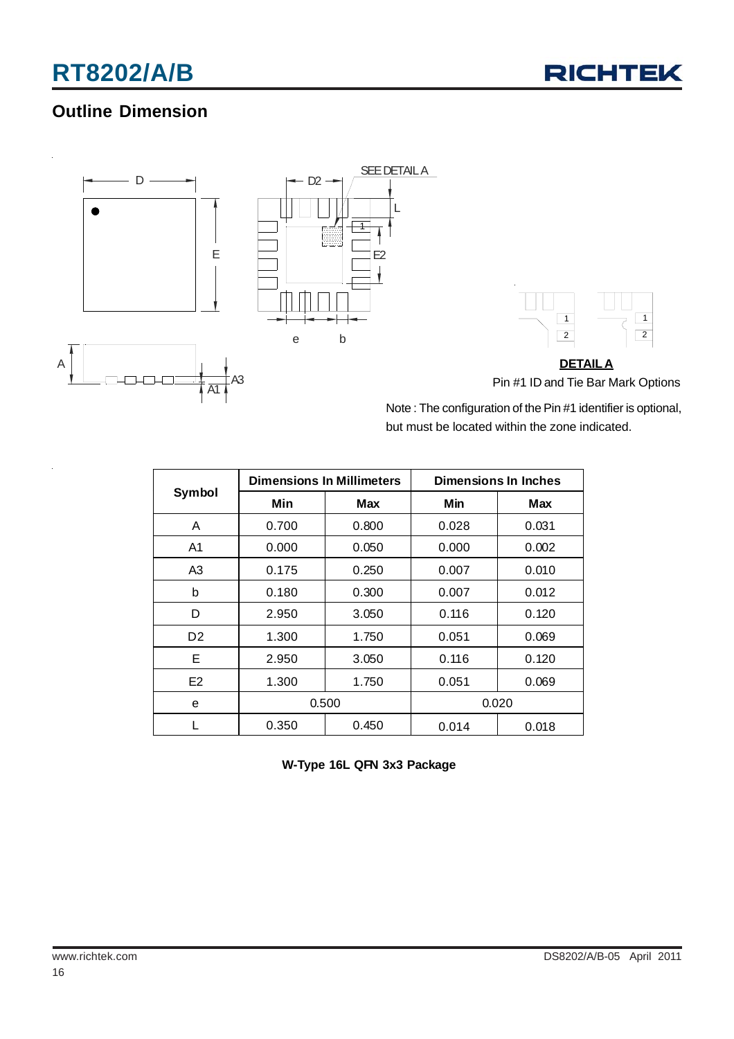## Outline Dimension

**DETAIL A**

Pin #1 ID and Tie Bar Mark Options

Note : The configuration of the Pin #1 identifier is optional, but must be located within the zone indicated.

| Symbol | Dimensions In Millimeters | | Dimensions In Inches | |
|---|---|---|---|---|
| | Min | Max | Min | Max |
| A | 0.700 | 0.800 | 0.028 | 0.031 |
| A1 | 0.000 | 0.050 | 0.000 | 0.002 |
| A3 | 0.175 | 0.250 | 0.007 | 0.010 |
| b | 0.180 | 0.300 | 0.007 | 0.012 |
| D | 2.950 | 3.050 | 0.116 | 0.120 |
| D2 | 1.300 | 1.750 | 0.051 | 0.069 |
| E | 2.950 | 3.050 | 0.116 | 0.120 |
| E2 | 1.300 | 1.750 | 0.051 | 0.069 |
| e | 0.500 | | 0.020 | |
| L | 0.350 | 0.450 | 0.014 | 0.018 |

**W-Type 16L QFN 3x3 Package**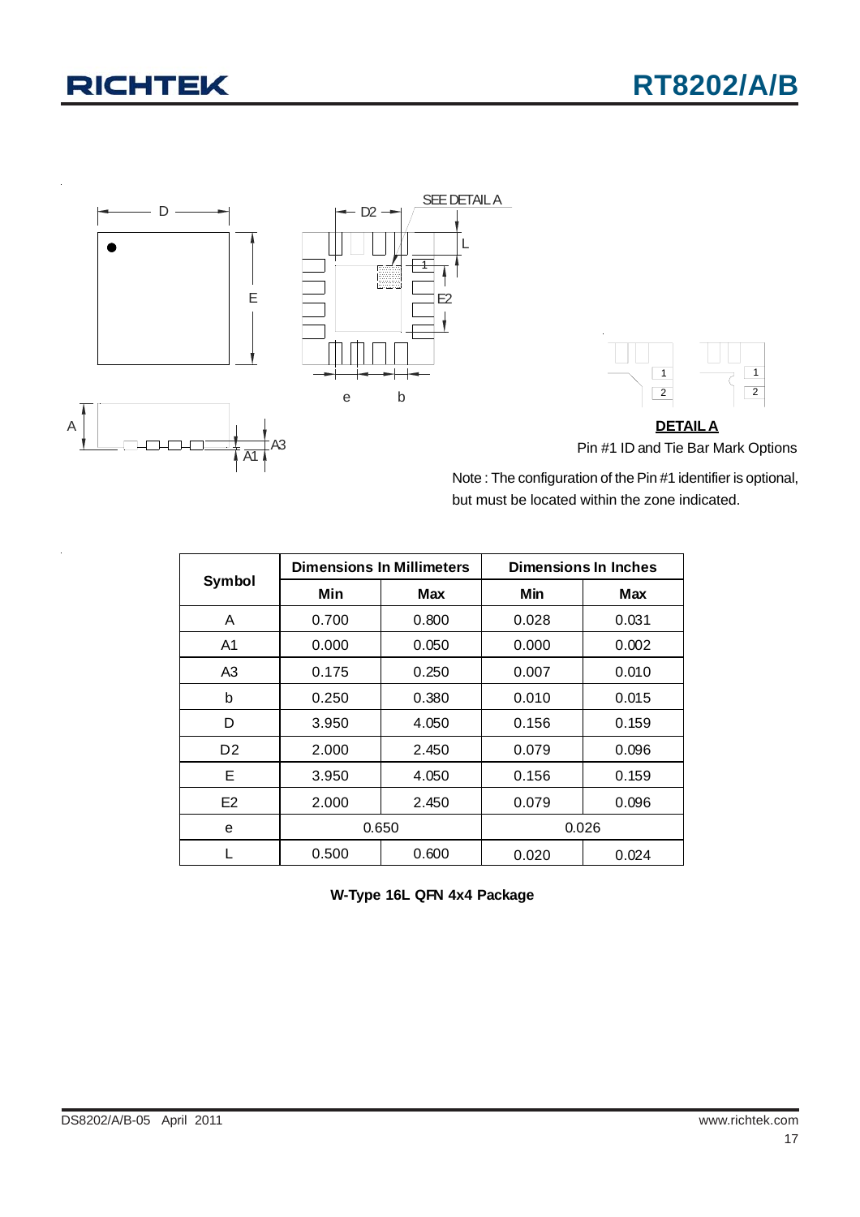SEE DETAIL A

**DETAIL A**

Pin #1 ID and Tie Bar Mark Options

Note : The configuration of the Pin #1 identifier is optional, but must be located within the zone indicated.

| Symbol | Dimensions In Millimeters | | Dimensions In Inches | |
|---|---|---|---|---|
| | Min | Max | Min | Max |
| A | 0.700 | 0.800 | 0.028 | 0.031 |
| A1 | 0.000 | 0.050 | 0.000 | 0.002 |
| A3 | 0.175 | 0.250 | 0.007 | 0.010 |
| b | 0.250 | 0.380 | 0.010 | 0.015 |
| D | 3.950 | 4.050 | 0.156 | 0.159 |
| D2 | 2.000 | 2.450 | 0.079 | 0.096 |
| E | 3.950 | 4.050 | 0.156 | 0.159 |
| E2 | 2.000 | 2.450 | 0.079 | 0.096 |
| e | 0.650 | | 0.026 | |
| L | 0.500 | 0.600 | 0.020 | 0.024 |

**W-Type 16L QFN 4x4 Package**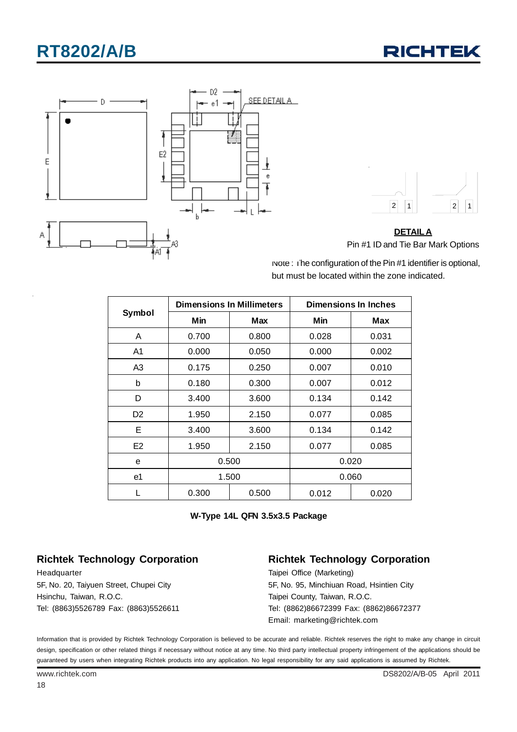DETAIL A

Pin #1 ID and Tie Bar Mark Options

Note : The configuration of the Pin #1 identifier is optional, but must be located within the zone indicated.

| Symbol | Dimensions In Millimeters | | Dimensions In Inches | |
|---|---|---|---|---|
| | Min | Max | Min | Max |
| A | 0.700 | 0.800 | 0.028 | 0.031 |
| A1 | 0.000 | 0.050 | 0.000 | 0.002 |
| A3 | 0.175 | 0.250 | 0.007 | 0.010 |
| b | 0.180 | 0.300 | 0.007 | 0.012 |
| D | 3.400 | 3.600 | 0.134 | 0.142 |
| D2 | 1.950 | 2.150 | 0.077 | 0.085 |
| E | 3.400 | 3.600 | 0.134 | 0.142 |
| E2 | 1.950 | 2.150 | 0.077 | 0.085 |
| e | 0.500 | | 0.020 | |
| e1 | 1.500 | | 0.060 | |
| L | 0.300 | 0.500 | 0.012 | 0.020 |

**W-Type 14L QFN 3.5x3.5 Package**

## Richtek Technology Corporation

Headquarter
5F, No. 20, Taiyuen Street, Chupei City
Hsinchu, Taiwan, R.O.C.
Tel: (8863)5526789 Fax: (8863)5526611

## Richtek Technology Corporation

Taipei Office (Marketing)
5F, No. 95, Minchiuan Road, Hsintien City
Taipei County, Taiwan, R.O.C.
Tel: (8862)86672399 Fax: (8862)86672377
Email: marketing@richtek.com

Information that is provided by Richtek Technology Corporation is believed to be accurate and reliable. Richtek reserves the right to make any change in circuit design, specification or other related things if necessary without notice at any time. No third party intellectual property infringement of the applications should be guaranteed by users when integrating Richtek products into any application. No legal responsibility for any said applications is assumed by Richtek.